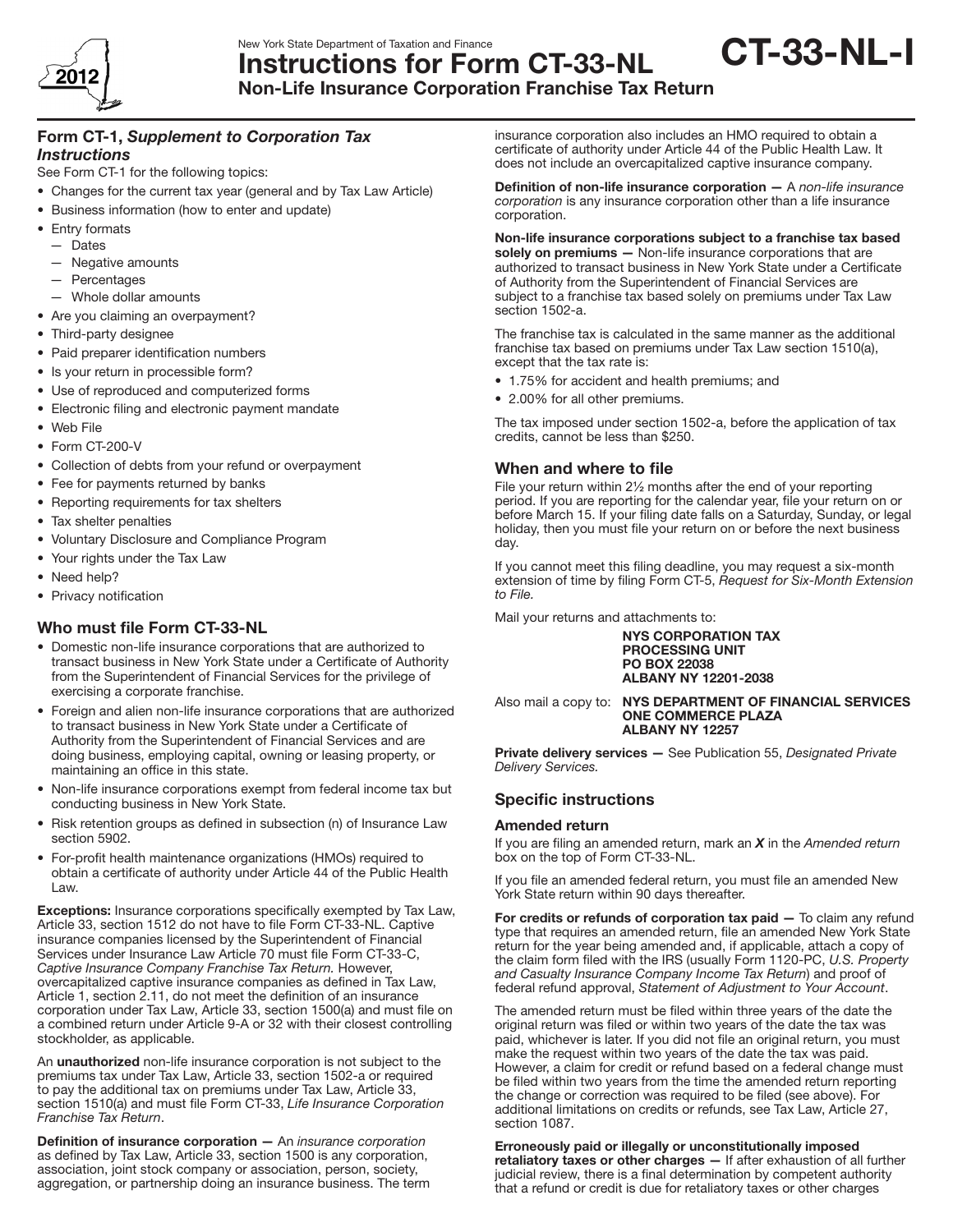New York State Department of Taxation and Finance

# Instructions for Form CT-33-NL

## Non-Life Insurance Corporation Franchise Tax Return

**CT-33-NL-I**

2012

### Form CT-1, *Supplement to Corporation Tax Instructions*

See Form CT-1 for the following topics:

- Changes for the current tax year (general and by Tax Law Article)
- Business information (how to enter and update)
- Entry formats
  - Dates
  - Negative amounts
  - Percentages
  - Whole dollar amounts
- Are you claiming an overpayment?
- Third-party designee
- Paid preparer identification numbers
- Is your return in processible form?
- Use of reproduced and computerized forms
- Electronic filing and electronic payment mandate
- Web File
- Form CT-200-V
- Collection of debts from your refund or overpayment
- Fee for payments returned by banks
- Reporting requirements for tax shelters
- Tax shelter penalties
- Voluntary Disclosure and Compliance Program
- Your rights under the Tax Law
- Need help?
- Privacy notification

### Who must file Form CT-33-NL

- Domestic non-life insurance corporations that are authorized to transact business in New York State under a Certificate of Authority from the Superintendent of Financial Services for the privilege of exercising a corporate franchise.
- Foreign and alien non-life insurance corporations that are authorized to transact business in New York State under a Certificate of Authority from the Superintendent of Financial Services and are doing business, employing capital, owning or leasing property, or maintaining an office in this state.
- Non-life insurance corporations exempt from federal income tax but conducting business in New York State.
- Risk retention groups as defined in subsection (n) of Insurance Law section 5902.
- For-profit health maintenance organizations (HMOs) required to obtain a certificate of authority under Article 44 of the Public Health Law.

**Exceptions:** Insurance corporations specifically exempted by Tax Law, Article 33, section 1512 do not have to file Form CT-33-NL. Captive insurance companies licensed by the Superintendent of Financial Services under Insurance Law Article 70 must file Form CT-33-C, *Captive Insurance Company Franchise Tax Return*. However, overcapitalized captive insurance companies as defined in Tax Law, Article 1, section 2.11, do not meet the definition of an insurance corporation under Tax Law, Article 33, section 1500(a) and must file on a combined return under Article 9-A or 32 with their closest controlling stockholder, as applicable.

An **unauthorized** non-life insurance corporation is not subject to the premiums tax under Tax Law, Article 33, section 1502-a or required to pay the additional tax on premiums under Tax Law, Article 33, section 1510(a) and must file Form CT-33, *Life Insurance Corporation Franchise Tax Return*.

**Definition of insurance corporation —** An *insurance corporation* as defined by Tax Law, Article 33, section 1500 is any corporation, association, joint stock company or association, person, society, aggregation, or partnership doing an insurance business. The term insurance corporation also includes an HMO required to obtain a certificate of authority under Article 44 of the Public Health Law. It does not include an overcapitalized captive insurance company.

**Definition of non-life insurance corporation —** A *non-life insurance corporation* is any insurance corporation other than a life insurance corporation.

**Non-life insurance corporations subject to a franchise tax based solely on premiums —** Non-life insurance corporations that are authorized to transact business in New York State under a Certificate of Authority from the Superintendent of Financial Services are subject to a franchise tax based solely on premiums under Tax Law section 1502-a.

The franchise tax is calculated in the same manner as the additional franchise tax based on premiums under Tax Law section 1510(a), except that the tax rate is:

- 1.75% for accident and health premiums; and
- 2.00% for all other premiums.

The tax imposed under section 1502-a, before the application of tax credits, cannot be less than $250.

### When and where to file

File your return within 2½ months after the end of your reporting period. If you are reporting for the calendar year, file your return on or before March 15. If your filing date falls on a Saturday, Sunday, or legal holiday, then you must file your return on or before the next business day.

If you cannot meet this filing deadline, you may request a six-month extension of time by filing Form CT-5, *Request for Six-Month Extension to File.*

Mail your returns and attachments to:

**NYS CORPORATION TAX PROCESSING UNIT**
**PO BOX 22038**
**ALBANY NY 12201-2038**

Also mail a copy to: **NYS DEPARTMENT OF FINANCIAL SERVICES**
**ONE COMMERCE PLAZA**
**ALBANY NY 12257**

**Private delivery services —** See Publication 55, *Designated Private Delivery Services.*

### Specific instructions

#### Amended return

If you are filing an amended return, mark an ***X*** in the *Amended return* box on the top of Form CT-33-NL.

If you file an amended federal return, you must file an amended New York State return within 90 days thereafter.

**For credits or refunds of corporation tax paid —** To claim any refund type that requires an amended return, file an amended New York State return for the year being amended and, if applicable, attach a copy of the claim form filed with the IRS (usually Form 1120-PC, *U.S. Property and Casualty Insurance Company Income Tax Return*) and proof of federal refund approval, *Statement of Adjustment to Your Account*.

The amended return must be filed within three years of the date the original return was filed or within two years of the date the tax was paid, whichever is later. If you did not file an original return, you must make the request within two years of the date the tax was paid. However, a claim for credit or refund based on a federal change must be filed within two years from the time the amended return reporting the change or correction was required to be filed (see above). For additional limitations on credits or refunds, see Tax Law, Article 27, section 1087.

**Erroneously paid or illegally or unconstitutionally imposed retaliatory taxes or other charges —** If after exhaustion of all further judicial review, there is a final determination by competent authority that a refund or credit is due for retaliatory taxes or other charges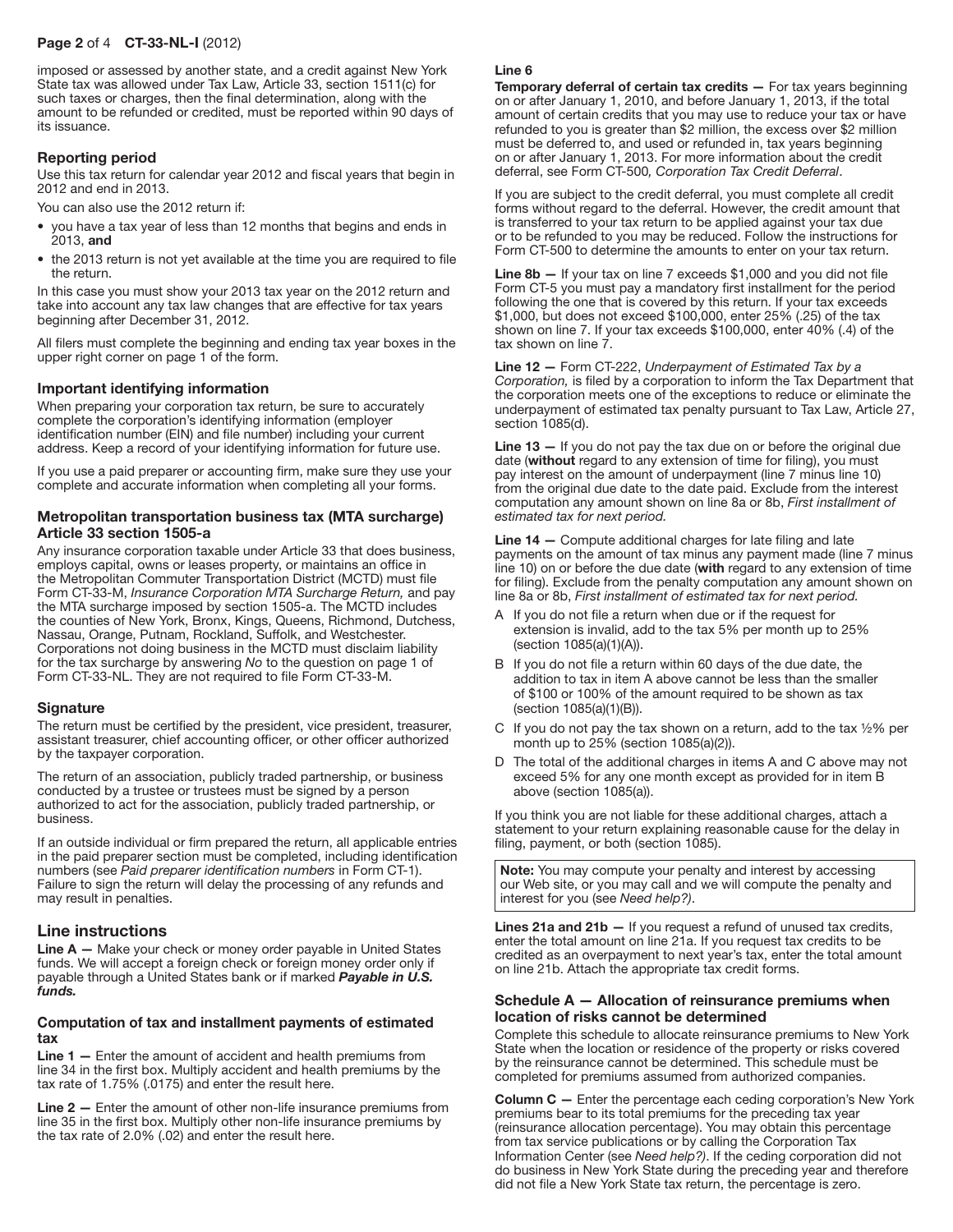imposed or assessed by another state, and a credit against New York State tax was allowed under Tax Law, Article 33, section 1511(c) for such taxes or charges, then the final determination, along with the amount to be refunded or credited, must be reported within 90 days of its issuance.

### Reporting period

Use this tax return for calendar year 2012 and fiscal years that begin in 2012 and end in 2013.

You can also use the 2012 return if:

- you have a tax year of less than 12 months that begins and ends in 2013, **and**
- the 2013 return is not yet available at the time you are required to file the return.

In this case you must show your 2013 tax year on the 2012 return and take into account any tax law changes that are effective for tax years beginning after December 31, 2012.

All filers must complete the beginning and ending tax year boxes in the upper right corner on page 1 of the form.

### Important identifying information

When preparing your corporation tax return, be sure to accurately complete the corporation's identifying information (employer identification number (EIN) and file number) including your current address. Keep a record of your identifying information for future use.

If you use a paid preparer or accounting firm, make sure they use your complete and accurate information when completing all your forms.

### Metropolitan transportation business tax (MTA surcharge) Article 33 section 1505-a

Any insurance corporation taxable under Article 33 that does business, employs capital, owns or leases property, or maintains an office in the Metropolitan Commuter Transportation District (MCTD) must file Form CT-33-M, *Insurance Corporation MTA Surcharge Return,* and pay the MTA surcharge imposed by section 1505-a. The MCTD includes the counties of New York, Bronx, Kings, Queens, Richmond, Dutchess, Nassau, Orange, Putnam, Rockland, Suffolk, and Westchester. Corporations not doing business in the MCTD must disclaim liability for the tax surcharge by answering *No* to the question on page 1 of Form CT-33-NL. They are not required to file Form CT-33-M.

### Signature

The return must be certified by the president, vice president, treasurer, assistant treasurer, chief accounting officer, or other officer authorized by the taxpayer corporation.

The return of an association, publicly traded partnership, or business conducted by a trustee or trustees must be signed by a person authorized to act for the association, publicly traded partnership, or business.

If an outside individual or firm prepared the return, all applicable entries in the paid preparer section must be completed, including identification numbers (see *Paid preparer identification numbers* in Form CT-1). Failure to sign the return will delay the processing of any refunds and may result in penalties.

## Line instructions

**Line A —** Make your check or money order payable in United States funds. We will accept a foreign check or foreign money order only if payable through a United States bank or if marked ***Payable in U.S. funds.***

### Computation of tax and installment payments of estimated tax

**Line 1 —** Enter the amount of accident and health premiums from line 34 in the first box. Multiply accident and health premiums by the tax rate of 1.75% (.0175) and enter the result here.

**Line 2 —** Enter the amount of other non-life insurance premiums from line 35 in the first box. Multiply other non-life insurance premiums by the tax rate of 2.0% (.02) and enter the result here.

**Line 6**

**Temporary deferral of certain tax credits —** For tax years beginning on or after January 1, 2010, and before January 1, 2013, if the total amount of certain credits that you may use to reduce your tax or have refunded to you is greater than $2 million, the excess over $2 million must be deferred to, and used or refunded in, tax years beginning on or after January 1, 2013. For more information about the credit deferral, see Form CT-500*, Corporation Tax Credit Deferral*.

If you are subject to the credit deferral, you must complete all credit forms without regard to the deferral. However, the credit amount that is transferred to your tax return to be applied against your tax due or to be refunded to you may be reduced. Follow the instructions for Form CT-500 to determine the amounts to enter on your tax return.

**Line 8b —** If your tax on line 7 exceeds $1,000 and you did not file Form CT-5 you must pay a mandatory first installment for the period following the one that is covered by this return. If your tax exceeds $1,000, but does not exceed $100,000, enter 25% (.25) of the tax shown on line 7. If your tax exceeds $100,000, enter 40% (.4) of the tax shown on line 7.

**Line 12 —** Form CT-222, *Underpayment of Estimated Tax by a Corporation,* is filed by a corporation to inform the Tax Department that the corporation meets one of the exceptions to reduce or eliminate the underpayment of estimated tax penalty pursuant to Tax Law, Article 27, section 1085(d).

**Line 13 —** If you do not pay the tax due on or before the original due date (**without** regard to any extension of time for filing), you must pay interest on the amount of underpayment (line 7 minus line 10) from the original due date to the date paid. Exclude from the interest computation any amount shown on line 8a or 8b, *First installment of estimated tax for next period.*

**Line 14 —** Compute additional charges for late filing and late payments on the amount of tax minus any payment made (line 7 minus line 10) on or before the due date (**with** regard to any extension of time for filing). Exclude from the penalty computation any amount shown on line 8a or 8b, *First installment of estimated tax for next period.*

A If you do not file a return when due or if the request for extension is invalid, add to the tax 5% per month up to 25% (section 1085(a)(1)(A)).

B If you do not file a return within 60 days of the due date, the addition to tax in item A above cannot be less than the smaller of $100 or 100% of the amount required to be shown as tax (section 1085(a)(1)(B)).

C If you do not pay the tax shown on a return, add to the tax ½% per month up to 25% (section 1085(a)(2)).

D The total of the additional charges in items A and C above may not exceed 5% for any one month except as provided for in item B above (section 1085(a)).

If you think you are not liable for these additional charges, attach a statement to your return explaining reasonable cause for the delay in filing, payment, or both (section 1085).

**Note:** You may compute your penalty and interest by accessing our Web site, or you may call and we will compute the penalty and interest for you (see *Need help?)*.

**Lines 21a and 21b —** If you request a refund of unused tax credits, enter the total amount on line 21a. If you request tax credits to be credited as an overpayment to next year's tax, enter the total amount on line 21b. Attach the appropriate tax credit forms.

### Schedule A — Allocation of reinsurance premiums when location of risks cannot be determined

Complete this schedule to allocate reinsurance premiums to New York State when the location or residence of the property or risks covered by the reinsurance cannot be determined. This schedule must be completed for premiums assumed from authorized companies.

**Column C —** Enter the percentage each ceding corporation's New York premiums bear to its total premiums for the preceding tax year (reinsurance allocation percentage). You may obtain this percentage from tax service publications or by calling the Corporation Tax Information Center (see *Need help?)*. If the ceding corporation did not do business in New York State during the preceding year and therefore did not file a New York State tax return, the percentage is zero.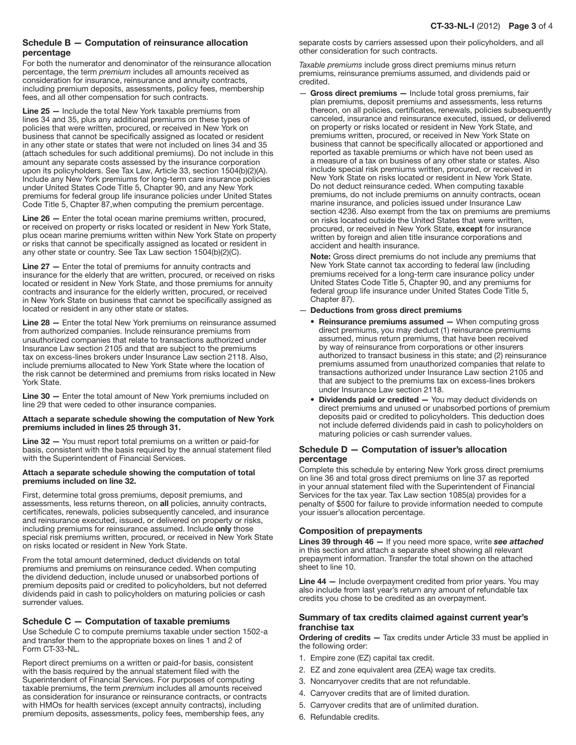### Schedule B — Computation of reinsurance allocation percentage

For both the numerator and denominator of the reinsurance allocation percentage, the term *premium* includes all amounts received as consideration for insurance, reinsurance and annuity contracts, including premium deposits, assessments, policy fees, membership fees, and all other compensation for such contracts.

**Line 25 —** Include the total New York taxable premiums from lines 34 and 35, plus any additional premiums on these types of policies that were written, procured, or received in New York on business that cannot be specifically assigned as located or resident in any other state or states that were not included on lines 34 and 35 (attach schedules for such additional premiums). Do not include in this amount any separate costs assessed by the insurance corporation upon its policyholders. See Tax Law, Article 33, section 1504(b)(2)(A). Include any New York premiums for long-term care insurance policies under United States Code Title 5, Chapter 90, and any New York premiums for federal group life insurance policies under United States Code Title 5, Chapter 87,when computing the premium percentage.

**Line 26 —** Enter the total ocean marine premiums written, procured, or received on property or risks located or resident in New York State, plus ocean marine premiums written within New York State on property or risks that cannot be specifically assigned as located or resident in any other state or country. See Tax Law section 1504(b)(2)(C).

**Line 27 —** Enter the total of premiums for annuity contracts and insurance for the elderly that are written, procured, or received on risks located or resident in New York State, and those premiums for annuity contracts and insurance for the elderly written, procured, or received in New York State on business that cannot be specifically assigned as located or resident in any other state or states.

**Line 28 —** Enter the total New York premiums on reinsurance assumed from authorized companies. Include reinsurance premiums from unauthorized companies that relate to transactions authorized under Insurance Law section 2105 and that are subject to the premiums tax on excess-lines brokers under Insurance Law section 2118. Also, include premiums allocated to New York State where the location of the risk cannot be determined and premiums from risks located in New York State.

**Line 30 —** Enter the total amount of New York premiums included on line 29 that were ceded to other insurance companies.

**Attach a separate schedule showing the computation of New York premiums included in lines 25 through 31.**

**Line 32 —** You must report total premiums on a written or paid-for basis, consistent with the basis required by the annual statement filed with the Superintendent of Financial Services.

**Attach a separate schedule showing the computation of total premiums included on line 32.**

First, determine total gross premiums, deposit premiums, and assessments, less returns thereon, on **all** policies, annuity contracts, certificates, renewals, policies subsequently canceled, and insurance and reinsurance executed, issued, or delivered on property or risks, including premiums for reinsurance assumed. Include **only** those special risk premiums written, procured, or received in New York State on risks located or resident in New York State.

From the total amount determined, deduct dividends on total premiums and premiums on reinsurance ceded. When computing the dividend deduction, include unused or unabsorbed portions of premium deposits paid or credited to policyholders, but not deferred dividends paid in cash to policyholders on maturing policies or cash surrender values.

### Schedule C — Computation of taxable premiums

Use Schedule C to compute premiums taxable under section 1502-a and transfer them to the appropriate boxes on lines 1 and 2 of Form CT-33-NL.

Report direct premiums on a written or paid-for basis, consistent with the basis required by the annual statement filed with the Superintendent of Financial Services. For purposes of computing taxable premiums, the term *premium* includes all amounts received as consideration for insurance or reinsurance contracts, or contracts with HMOs for health services (except annuity contracts), including premium deposits, assessments, policy fees, membership fees, any separate costs by carriers assessed upon their policyholders, and all other consideration for such contracts.

*Taxable premiums* include gross direct premiums minus return premiums, reinsurance premiums assumed, and dividends paid or credited.

— **Gross direct premiums —** Include total gross premiums, fair plan premiums, deposit premiums and assessments, less returns thereon, on all policies, certificates, renewals, policies subsequently canceled, insurance and reinsurance executed, issued, or delivered on property or risks located or resident in New York State, and premiums written, procured, or received in New York State on business that cannot be specifically allocated or apportioned and reported as taxable premiums or which have not been used as a measure of a tax on business of any other state or states. Also include special risk premiums written, procured, or received in New York State on risks located or resident in New York State. Do not deduct reinsurance ceded. When computing taxable premiums, do not include premiums on annuity contracts, ocean marine insurance, and policies issued under Insurance Law section 4236. Also exempt from the tax on premiums are premiums on risks located outside the United States that were written, procured, or received in New York State, **except** for insurance written by foreign and alien title insurance corporations and accident and health insurance.

**Note:** Gross direct premiums do not include any premiums that New York State cannot tax according to federal law (including premiums received for a long-term care insurance policy under United States Code Title 5, Chapter 90, and any premiums for federal group life insurance under United States Code Title 5, Chapter 87).

— **Deductions from gross direct premiums**

- **Reinsurance premiums assumed —** When computing gross direct premiums, you may deduct (1) reinsurance premiums assumed, minus return premiums, that have been received by way of reinsurance from corporations or other insurers authorized to transact business in this state; and (2) reinsurance premiums assumed from unauthorized companies that relate to transactions authorized under Insurance Law section 2105 and that are subject to the premiums tax on excess-lines brokers under Insurance Law section 2118.
- **Dividends paid or credited —** You may deduct dividends on direct premiums and unused or unabsorbed portions of premium deposits paid or credited to policyholders. This deduction does not include deferred dividends paid in cash to policyholders on maturing policies or cash surrender values.

### Schedule D — Computation of issuer's allocation percentage

Complete this schedule by entering New York gross direct premiums on line 36 and total gross direct premiums on line 37 as reported in your annual statement filed with the Superintendent of Financial Services for the tax year. Tax Law section 1085(a) provides for a penalty of $500 for failure to provide information needed to compute your issuer's allocation percentage.

### Composition of prepayments

**Lines 39 through 46 —** If you need more space, write ***see attached*** in this section and attach a separate sheet showing all relevant prepayment information. Transfer the total shown on the attached sheet to line 10.

**Line 44 —** Include overpayment credited from prior years. You may also include from last year's return any amount of refundable tax credits you chose to be credited as an overpayment.

### Summary of tax credits claimed against current year's franchise tax

**Ordering of credits —** Tax credits under Article 33 must be applied in the following order:

1. Empire zone (EZ) capital tax credit.
2. EZ and zone equivalent area (ZEA) wage tax credits.
3. Noncarryover credits that are not refundable.
4. Carryover credits that are of limited duration.
5. Carryover credits that are of unlimited duration.
6. Refundable credits.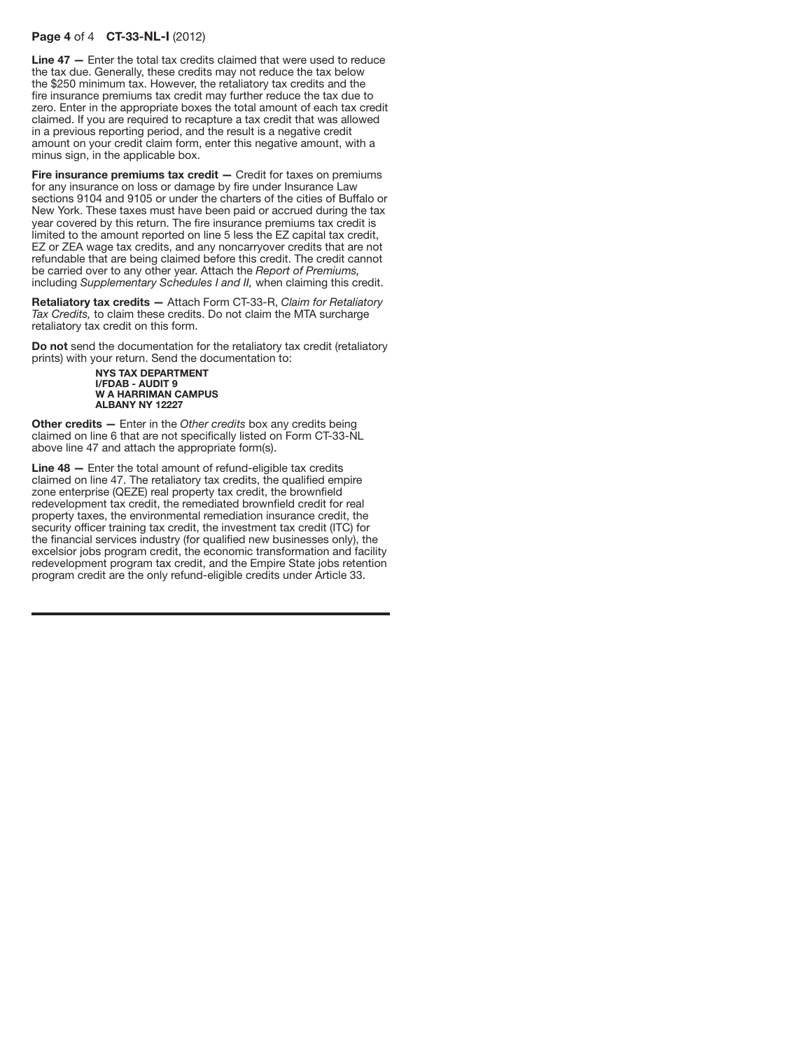**Line 47 —** Enter the total tax credits claimed that were used to reduce the tax due. Generally, these credits may not reduce the tax below the $250 minimum tax. However, the retaliatory tax credits and the fire insurance premiums tax credit may further reduce the tax due to zero. Enter in the appropriate boxes the total amount of each tax credit claimed. If you are required to recapture a tax credit that was allowed in a previous reporting period, and the result is a negative credit amount on your credit claim form, enter this negative amount, with a minus sign, in the applicable box.

**Fire insurance premiums tax credit —** Credit for taxes on premiums for any insurance on loss or damage by fire under Insurance Law sections 9104 and 9105 or under the charters of the cities of Buffalo or New York. These taxes must have been paid or accrued during the tax year covered by this return. The fire insurance premiums tax credit is limited to the amount reported on line 5 less the EZ capital tax credit, EZ or ZEA wage tax credits, and any noncarryover credits that are not refundable that are being claimed before this credit. The credit cannot be carried over to any other year. Attach the *Report of Premiums,* including *Supplementary Schedules I and II,* when claiming this credit.

**Retaliatory tax credits —** Attach Form CT-33-R, *Claim for Retaliatory Tax Credits,* to claim these credits. Do not claim the MTA surcharge retaliatory tax credit on this form.

**Do not** send the documentation for the retaliatory tax credit (retaliatory prints) with your return. Send the documentation to:

**NYS TAX DEPARTMENT**
**I/FDAB - AUDIT 9**
**W A HARRIMAN CAMPUS**
**ALBANY NY 12227**

**Other credits —** Enter in the *Other credits* box any credits being claimed on line 6 that are not specifically listed on Form CT-33-NL above line 47 and attach the appropriate form(s).

**Line 48 —** Enter the total amount of refund-eligible tax credits claimed on line 47. The retaliatory tax credits, the qualified empire zone enterprise (QEZE) real property tax credit, the brownfield redevelopment tax credit, the remediated brownfield credit for real property taxes, the environmental remediation insurance credit, the security officer training tax credit, the investment tax credit (ITC) for the financial services industry (for qualified new businesses only), the excelsior jobs program credit, the economic transformation and facility redevelopment program tax credit, and the Empire State jobs retention program credit are the only refund-eligible credits under Article 33.